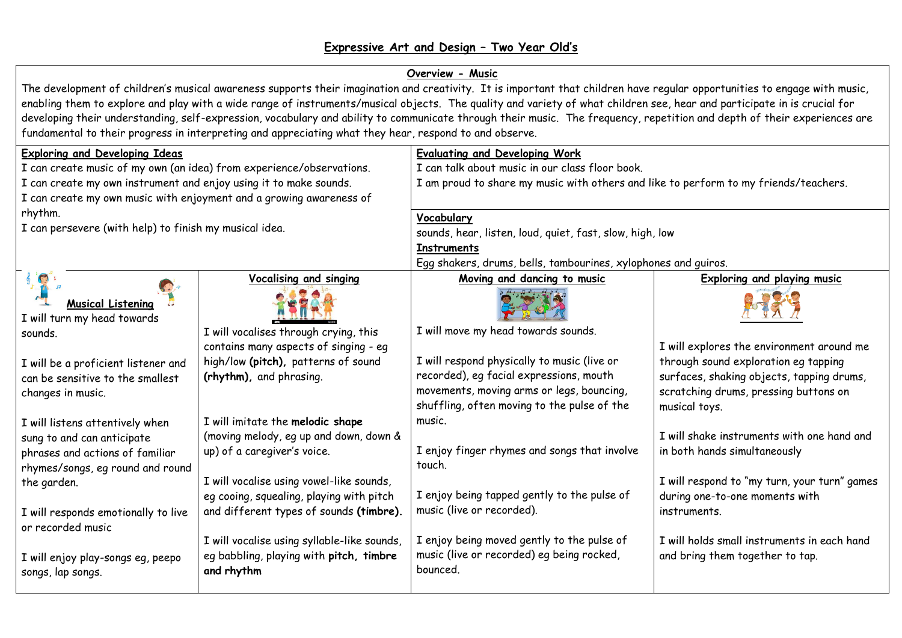# Expressive Art and Design – Two Year Old's

## Overview - Music

The development of children's musical awareness supports their imagination and creativity. It is important that children have regular opportunities to engage with music, enabling them to explore and play with a wide range of instruments/musical objects. The quality and variety of what children see, hear and participate in is crucial for developing their understanding, self-expression, vocabulary and ability to communicate through their music. The frequency, repetition and depth of their experiences are fundamental to their progress in interpreting and appreciating what they hear, respond to and observe.

### Exploring and Developing Ideas

I can create music of my own (an idea) from experience/observations.
I can create my own instrument and enjoy using it to make sounds.
I can create my own music with enjoyment and a growing awareness of rhythm.
I can persevere (with help) to finish my musical idea.

### Evaluating and Developing Work

I can talk about music in our class floor book.
I am proud to share my music with others and like to perform to my friends/teachers.

### Vocabulary

sounds, hear, listen, loud, quiet, fast, slow, high, low

### Instruments

Egg shakers, drums, bells, tambourines, xylophones and guiros.

| Musical Listening | Vocalising and singing | Moving and dancing to music | Exploring and playing music |
|---|---|---|---|
| I will turn my head towards sounds.<br><br>I will be a proficient listener and can be sensitive to the smallest changes in music.<br><br>I will listens attentively when sung to and can anticipate phrases and actions of familiar rhymes/songs, eg round and round the garden.<br><br>I will responds emotionally to live or recorded music<br><br>I will enjoy play-songs eg, peepo songs, lap songs. | I will vocalises through crying, this contains many aspects of singing - eg high/low **(pitch)**, patterns of sound **(rhythm)**, and phrasing.<br><br>I will imitate the **melodic shape** (moving melody, eg up and down, down & up) of a caregiver's voice.<br><br>I will vocalise using vowel-like sounds, eg cooing, squealing, playing with pitch and different types of sounds **(timbre)**.<br><br>I will vocalise using syllable-like sounds, eg babbling, playing with **pitch**, **timbre and rhythm** | I will move my head towards sounds.<br><br>I will respond physically to music (live or recorded), eg facial expressions, mouth movements, moving arms or legs, bouncing, shuffling, often moving to the pulse of the music.<br><br>I enjoy finger rhymes and songs that involve touch.<br><br>I enjoy being tapped gently to the pulse of music (live or recorded).<br><br>I enjoy being moved gently to the pulse of music (live or recorded) eg being rocked, bounced. | I will explores the environment around me through sound exploration eg tapping surfaces, shaking objects, tapping drums, scratching drums, pressing buttons on musical toys.<br><br>I will shake instruments with one hand and in both hands simultaneously<br><br>I will respond to "my turn, your turn" games during one-to-one moments with instruments.<br><br>I will holds small instruments in each hand and bring them together to tap. |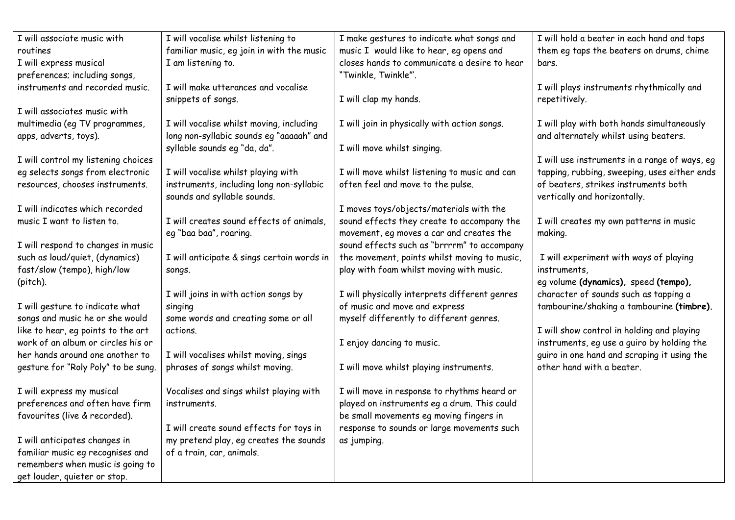| | | | |
|---|---|---|---|
| I will associate music with routines<br>I will express musical preferences; including songs, instruments and recorded music.<br><br>I will associates music with multimedia (eg TV programmes, apps, adverts, toys).<br><br>I will control my listening choices eg selects songs from electronic resources, chooses instruments.<br><br>I will indicates which recorded music I want to listen to.<br><br>I will respond to changes in music such as loud/quiet, (dynamics) fast/slow (tempo), high/low (pitch).<br><br>I will gesture to indicate what songs and music he or she would like to hear, eg points to the art work of an album or circles his or her hands around one another to gesture for "Roly Poly" to be sung.<br><br>I will express my musical preferences and often have firm favourites (live & recorded).<br><br>I will anticipates changes in familiar music eg recognises and remembers when music is going to get louder, quieter or stop. | I will vocalise whilst listening to familiar music, eg join in with the music I am listening to.<br><br>I will make utterances and vocalise snippets of songs.<br><br>I will vocalise whilst moving, including long non-syllabic sounds eg "aaaaah" and syllable sounds eg "da, da".<br><br>I will vocalise whilst playing with instruments, including long non-syllabic sounds and syllable sounds.<br><br>I will creates sound effects of animals, eg "baa baa", roaring.<br><br>I will anticipate & sings certain words in songs.<br><br>I will joins in with action songs by singing some words and creating some or all actions.<br><br>I will vocalises whilst moving, sings phrases of songs whilst moving.<br><br>Vocalises and sings whilst playing with instruments.<br><br>I will create sound effects for toys in my pretend play, eg creates the sounds of a train, car, animals. | I make gestures to indicate what songs and music I would like to hear, eg opens and closes hands to communicate a desire to hear "Twinkle, Twinkle"'.<br><br>I will clap my hands.<br><br>I will join in physically with action songs.<br><br>I will move whilst singing.<br><br>I will move whilst listening to music and can often feel and move to the pulse.<br><br>I moves toys/objects/materials with the sound effects they create to accompany the movement, eg moves a car and creates the sound effects such as "brrrrm" to accompany the movement, paints whilst moving to music, play with foam whilst moving with music.<br><br>I will physically interprets different genres of music and move and express myself differently to different genres.<br><br>I enjoy dancing to music.<br><br>I will move whilst playing instruments.<br><br>I will move in response to rhythms heard or played on instruments eg a drum. This could be small movements eg moving fingers in response to sounds or large movements such as jumping. | I will hold a beater in each hand and taps them eg taps the beaters on drums, chime bars.<br><br>I will plays instruments rhythmically and repetitively.<br><br>I will play with both hands simultaneously and alternately whilst using beaters.<br><br>I will use instruments in a range of ways, eg tapping, rubbing, sweeping, uses either ends of beaters, strikes instruments both vertically and horizontally.<br><br>I will creates my own patterns in music making.<br><br>I will experiment with ways of playing instruments, eg volume **(dynamics)**, speed **(tempo)**, character of sounds such as tapping a tambourine/shaking a tambourine **(timbre)**.<br><br>I will show control in holding and playing instruments, eg use a guiro by holding the guiro in one hand and scraping it using the other hand with a beater. |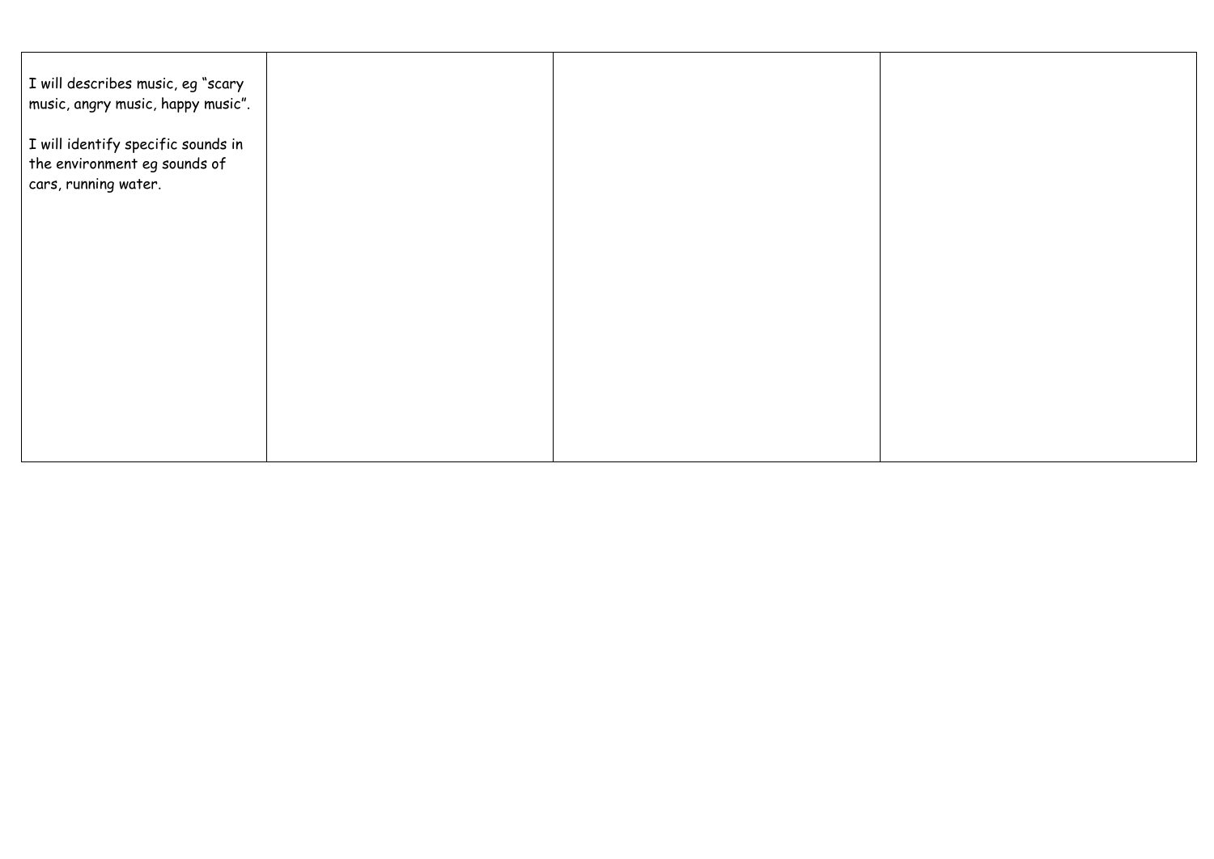| | | | |
|---|---|---|---|
| I will describes music, eg "scary music, angry music, happy music".<br><br>I will identify specific sounds in the environment eg sounds of cars, running water. | | | |